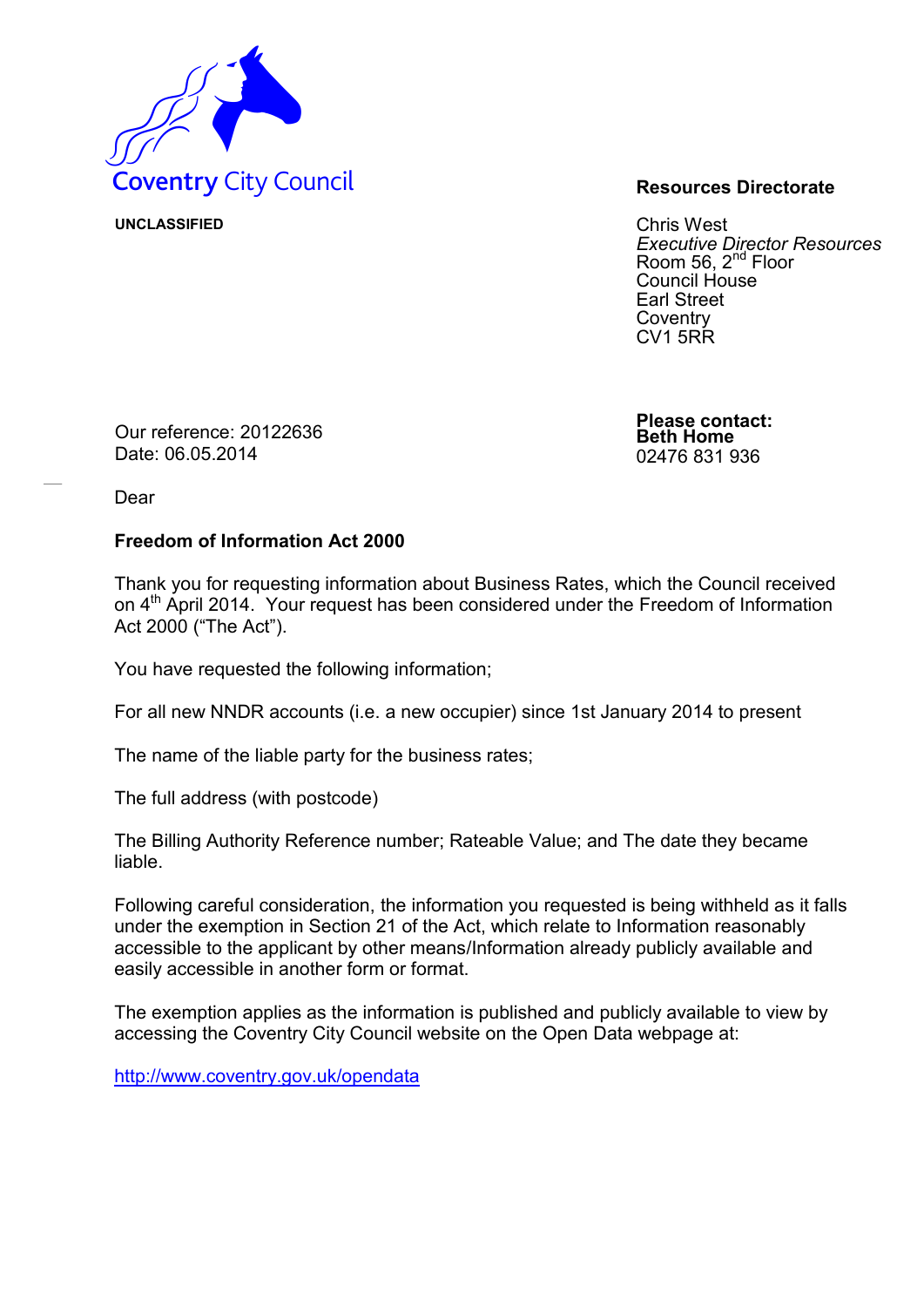Coventry City Council

**UNCLASSIFIED**

**Resources Directorate**

Chris West
*Executive Director Resources*
Room 56, 2nd Floor
Council House
Earl Street
Coventry
CV1 5RR

Our reference: 20122636
Date: 06.05.2014

**Please contact:**
**Beth Home**
02476 831 936

Dear

**Freedom of Information Act 2000**

Thank you for requesting information about Business Rates, which the Council received on 4th April 2014. Your request has been considered under the Freedom of Information Act 2000 ("The Act").

You have requested the following information;

For all new NNDR accounts (i.e. a new occupier) since 1st January 2014 to present

The name of the liable party for the business rates;

The full address (with postcode)

The Billing Authority Reference number; Rateable Value; and The date they became liable.

Following careful consideration, the information you requested is being withheld as it falls under the exemption in Section 21 of the Act, which relate to Information reasonably accessible to the applicant by other means/Information already publicly available and easily accessible in another form or format.

The exemption applies as the information is published and publicly available to view by accessing the Coventry City Council website on the Open Data webpage at:

http://www.coventry.gov.uk/opendata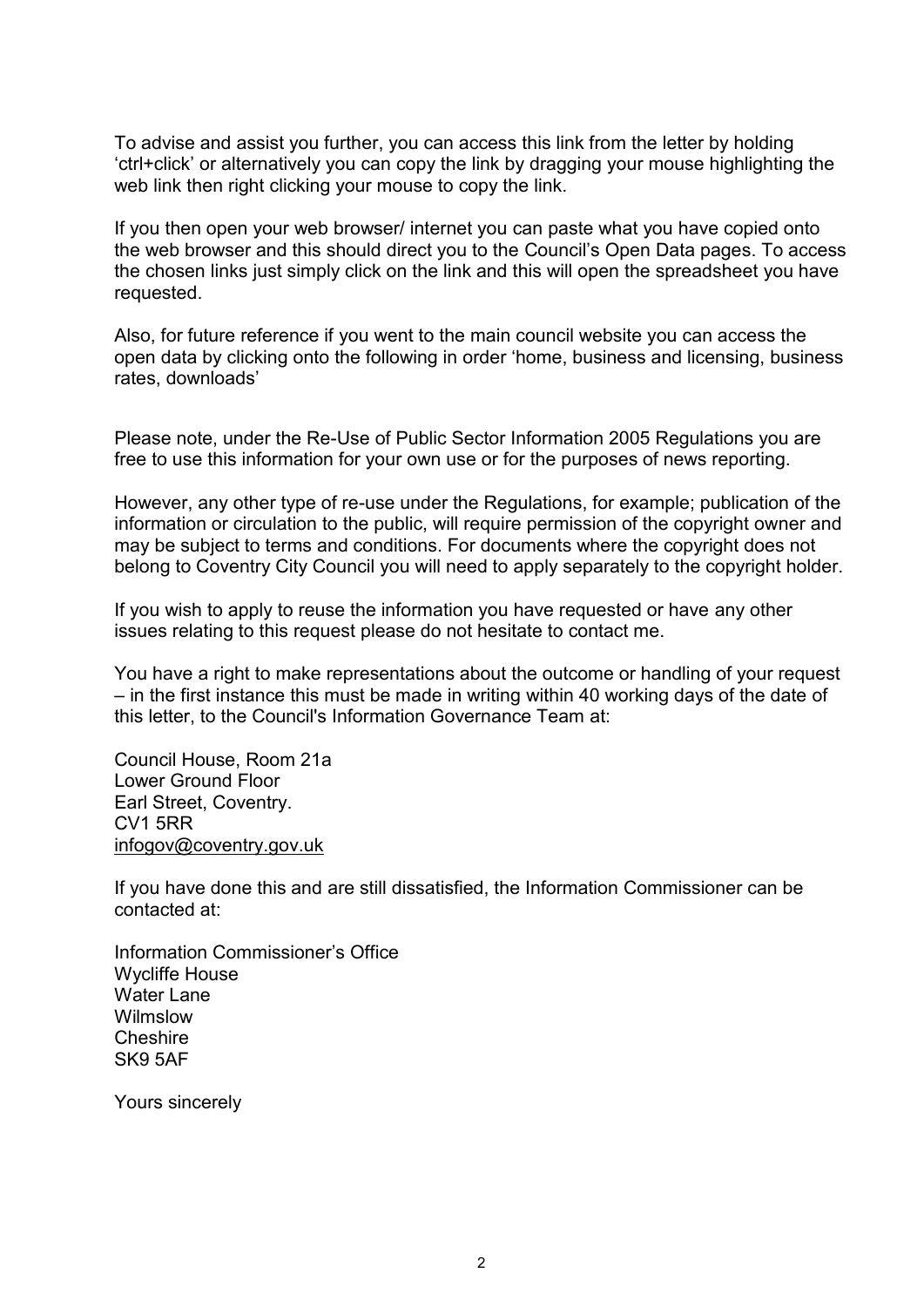To advise and assist you further, you can access this link from the letter by holding 'ctrl+click' or alternatively you can copy the link by dragging your mouse highlighting the web link then right clicking your mouse to copy the link.

If you then open your web browser/ internet you can paste what you have copied onto the web browser and this should direct you to the Council's Open Data pages. To access the chosen links just simply click on the link and this will open the spreadsheet you have requested.

Also, for future reference if you went to the main council website you can access the open data by clicking onto the following in order 'home, business and licensing, business rates, downloads'

Please note, under the Re-Use of Public Sector Information 2005 Regulations you are free to use this information for your own use or for the purposes of news reporting.

However, any other type of re-use under the Regulations, for example; publication of the information or circulation to the public, will require permission of the copyright owner and may be subject to terms and conditions. For documents where the copyright does not belong to Coventry City Council you will need to apply separately to the copyright holder.

If you wish to apply to reuse the information you have requested or have any other issues relating to this request please do not hesitate to contact me.

You have a right to make representations about the outcome or handling of your request – in the first instance this must be made in writing within 40 working days of the date of this letter, to the Council's Information Governance Team at:

Council House, Room 21a  
Lower Ground Floor  
Earl Street, Coventry.  
CV1 5RR  
infogov@coventry.gov.uk

If you have done this and are still dissatisfied, the Information Commissioner can be contacted at:

Information Commissioner's Office  
Wycliffe House  
Water Lane  
Wilmslow  
Cheshire  
SK9 5AF

Yours sincerely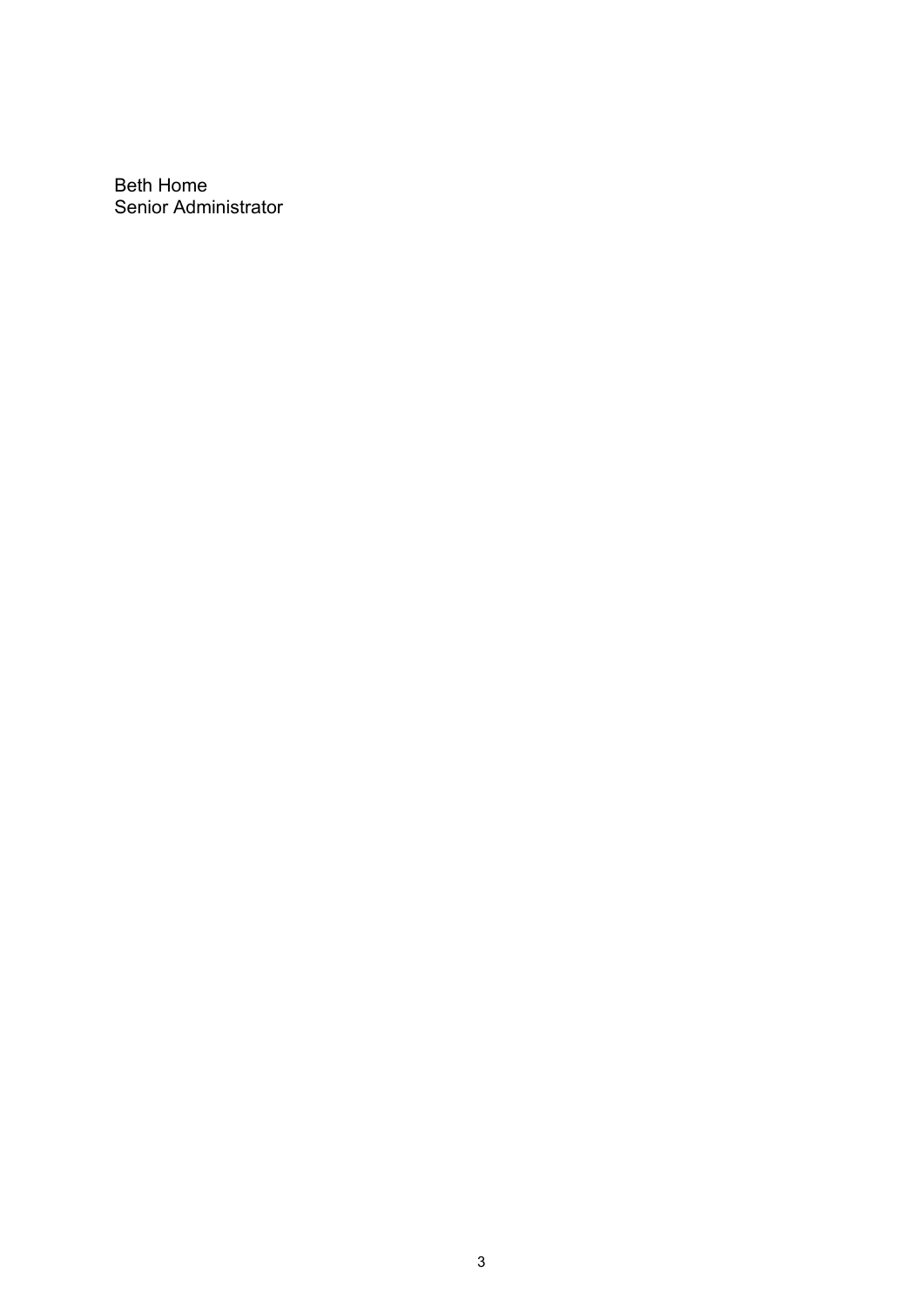Beth Home
Senior Administrator